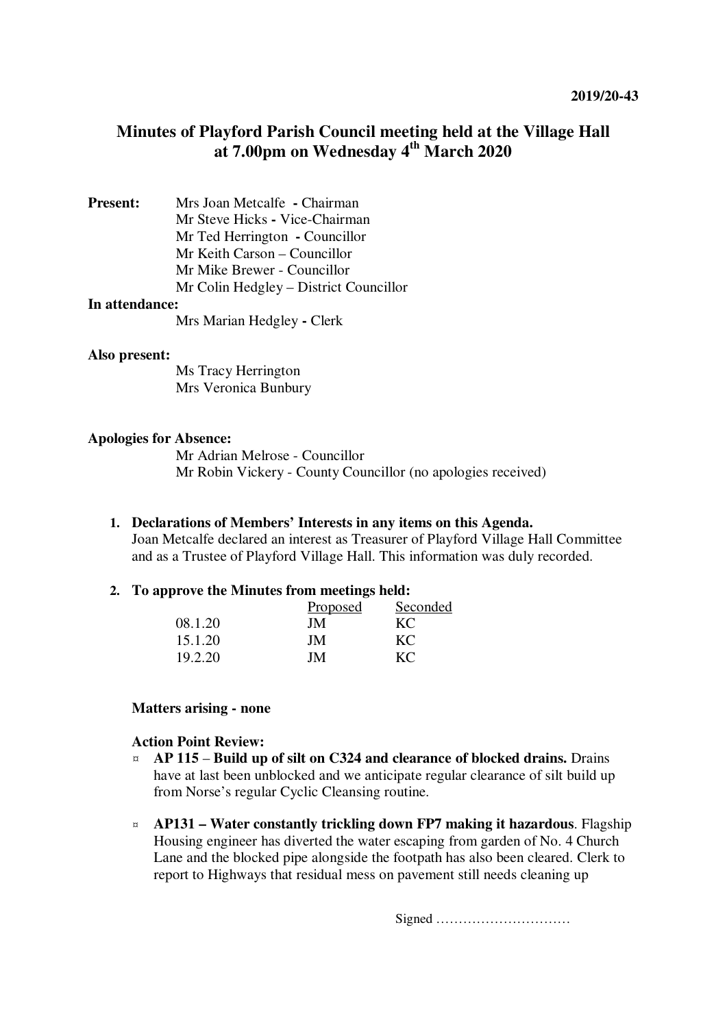2019/20-43

# Minutes of Playford Parish Council meeting held at the Village Hall at 7.00pm on Wednesday 4th March 2020

**Present:**
Mrs Joan Metcalfe **-** Chairman
Mr Steve Hicks **-** Vice-Chairman
Mr Ted Herrington **-** Councillor
Mr Keith Carson – Councillor
Mr Mike Brewer - Councillor
Mr Colin Hedgley – District Councillor

**In attendance:**
Mrs Marian Hedgley **-** Clerk

**Also present:**
Ms Tracy Herrington
Mrs Veronica Bunbury

**Apologies for Absence:**
Mr Adrian Melrose - Councillor
Mr Robin Vickery - County Councillor (no apologies received)

1. **Declarations of Members' Interests in any items on this Agenda.**
   Joan Metcalfe declared an interest as Treasurer of Playford Village Hall Committee and as a Trustee of Playford Village Hall. This information was duly recorded.

2. **To approve the Minutes from meetings held:**

| | Proposed | Seconded |
|---|---|---|
| 08.1.20 | JM | KC |
| 15.1.20 | JM | KC |
| 19.2.20 | JM | KC |

**Matters arising - none**

**Action Point Review:**

- **AP 115** – **Build up of silt on C324 and clearance of blocked drains.** Drains have at last been unblocked and we anticipate regular clearance of silt build up from Norse's regular Cyclic Cleansing routine.
- **AP131 – Water constantly trickling down FP7 making it hazardous**. Flagship Housing engineer has diverted the water escaping from garden of No. 4 Church Lane and the blocked pipe alongside the footpath has also been cleared. Clerk to report to Highways that residual mess on pavement still needs cleaning up

Signed …………………………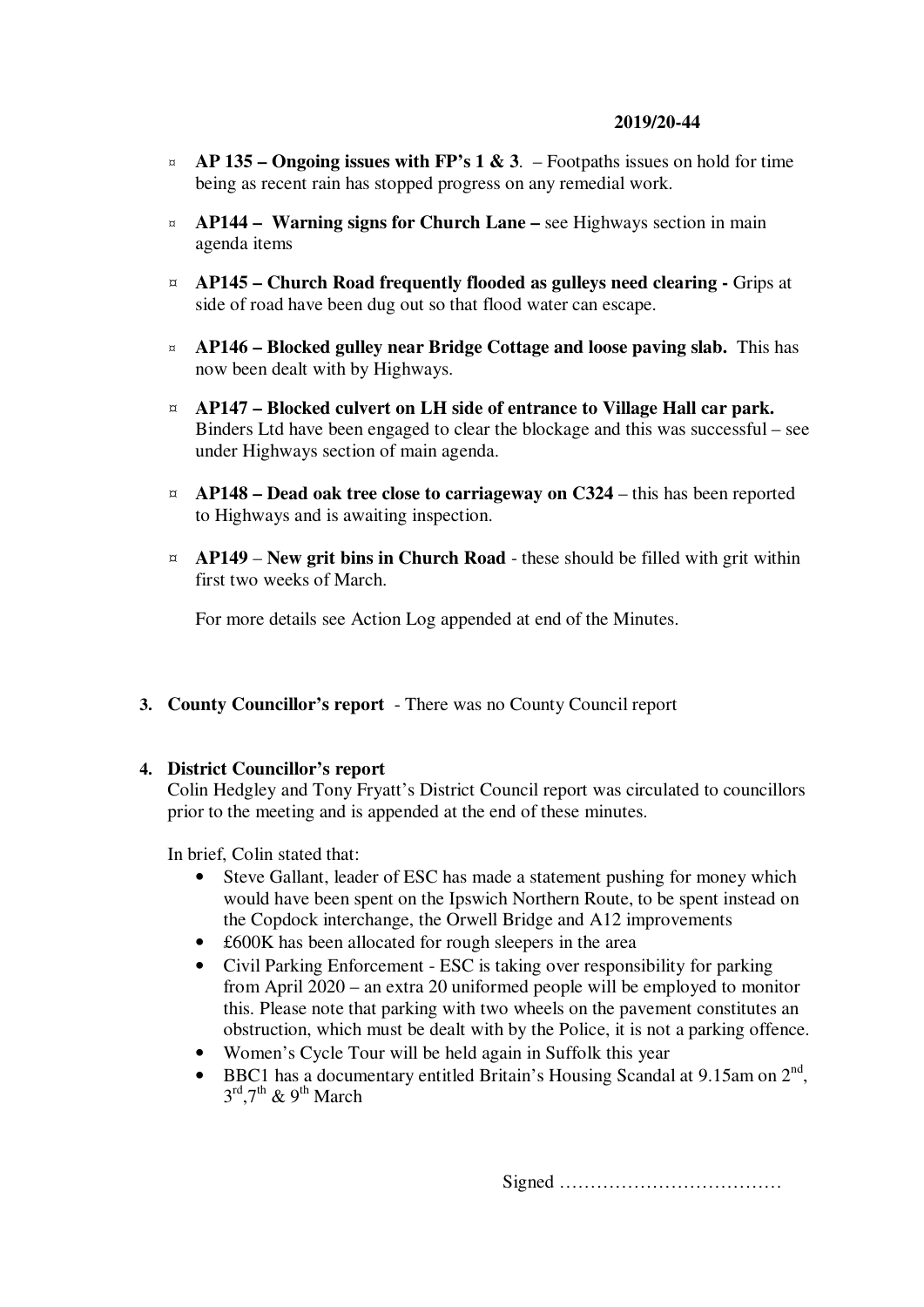- **AP 135 – Ongoing issues with FP's 1 & 3**. – Footpaths issues on hold for time being as recent rain has stopped progress on any remedial work.

- **AP144 – Warning signs for Church Lane –** see Highways section in main agenda items

- **AP145 – Church Road frequently flooded as gulleys need clearing -** Grips at side of road have been dug out so that flood water can escape.

- **AP146 – Blocked gulley near Bridge Cottage and loose paving slab.** This has now been dealt with by Highways.

- **AP147 – Blocked culvert on LH side of entrance to Village Hall car park.** Binders Ltd have been engaged to clear the blockage and this was successful – see under Highways section of main agenda.

- **AP148 – Dead oak tree close to carriageway on C324** – this has been reported to Highways and is awaiting inspection.

- **AP149** – **New grit bins in Church Road** - these should be filled with grit within first two weeks of March.

For more details see Action Log appended at end of the Minutes.

3. **County Councillor's report** - There was no County Council report

4. **District Councillor's report**
   Colin Hedgley and Tony Fryatt's District Council report was circulated to councillors prior to the meeting and is appended at the end of these minutes.

   In brief, Colin stated that:
   - Steve Gallant, leader of ESC has made a statement pushing for money which would have been spent on the Ipswich Northern Route, to be spent instead on the Copdock interchange, the Orwell Bridge and A12 improvements
   - £600K has been allocated for rough sleepers in the area
   - Civil Parking Enforcement - ESC is taking over responsibility for parking from April 2020 – an extra 20 uniformed people will be employed to monitor this. Please note that parking with two wheels on the pavement constitutes an obstruction, which must be dealt with by the Police, it is not a parking offence.
   - Women's Cycle Tour will be held again in Suffolk this year
   - BBC1 has a documentary entitled Britain's Housing Scandal at 9.15am on 2nd, 3rd, 7th & 9th March

Signed ………………………………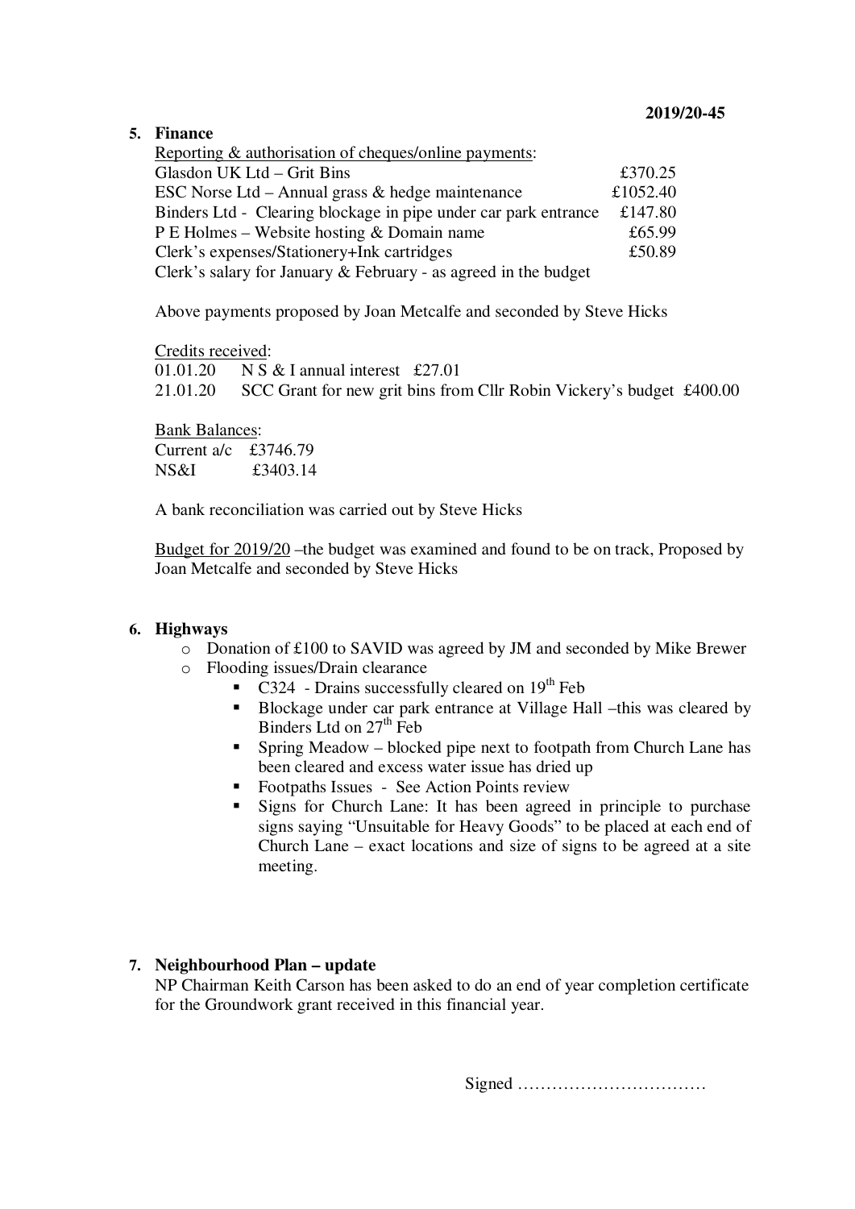2019/20-45

## 5. Finance

Reporting & authorisation of cheques/online payments:

| | |
|---|---|
| Glasdon UK Ltd – Grit Bins | £370.25 |
| ESC Norse Ltd – Annual grass & hedge maintenance | £1052.40 |
| Binders Ltd - Clearing blockage in pipe under car park entrance | £147.80 |
| P E Holmes – Website hosting & Domain name | £65.99 |
| Clerk's expenses/Stationery+Ink cartridges | £50.89 |
| Clerk's salary for January & February - as agreed in the budget | |

Above payments proposed by Joan Metcalfe and seconded by Steve Hicks

Credits received:

01.01.20 N S & I annual interest £27.01
21.01.20 SCC Grant for new grit bins from Cllr Robin Vickery's budget £400.00

Bank Balances:

Current a/c £3746.79
NS&I £3403.14

A bank reconciliation was carried out by Steve Hicks

Budget for 2019/20 –the budget was examined and found to be on track, Proposed by Joan Metcalfe and seconded by Steve Hicks

## 6. Highways

- Donation of £100 to SAVID was agreed by JM and seconded by Mike Brewer
- Flooding issues/Drain clearance
  - C324 - Drains successfully cleared on 19th Feb
  - Blockage under car park entrance at Village Hall –this was cleared by Binders Ltd on 27th Feb
  - Spring Meadow – blocked pipe next to footpath from Church Lane has been cleared and excess water issue has dried up
  - Footpaths Issues - See Action Points review
  - Signs for Church Lane: It has been agreed in principle to purchase signs saying "Unsuitable for Heavy Goods" to be placed at each end of Church Lane – exact locations and size of signs to be agreed at a site meeting.

## 7. Neighbourhood Plan – update

NP Chairman Keith Carson has been asked to do an end of year completion certificate for the Groundwork grant received in this financial year.

Signed ……………………………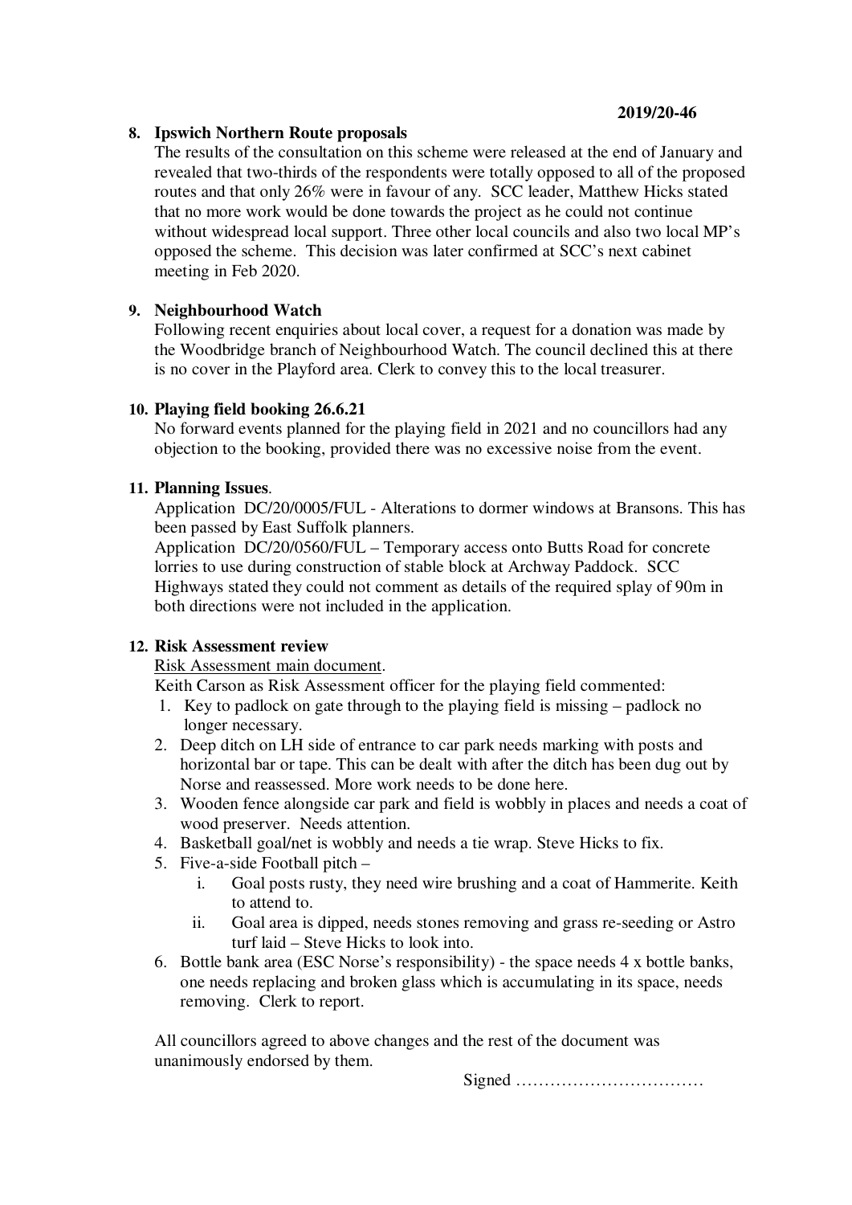**2019/20-46**

**8. Ipswich Northern Route proposals**

The results of the consultation on this scheme were released at the end of January and revealed that two-thirds of the respondents were totally opposed to all of the proposed routes and that only 26% were in favour of any. SCC leader, Matthew Hicks stated that no more work would be done towards the project as he could not continue without widespread local support. Three other local councils and also two local MP's opposed the scheme. This decision was later confirmed at SCC's next cabinet meeting in Feb 2020.

**9. Neighbourhood Watch**

Following recent enquiries about local cover, a request for a donation was made by the Woodbridge branch of Neighbourhood Watch. The council declined this at there is no cover in the Playford area. Clerk to convey this to the local treasurer.

**10. Playing field booking 26.6.21**

No forward events planned for the playing field in 2021 and no councillors had any objection to the booking, provided there was no excessive noise from the event.

**11. Planning Issues**.

Application DC/20/0005/FUL - Alterations to dormer windows at Bransons. This has been passed by East Suffolk planners.

Application DC/20/0560/FUL – Temporary access onto Butts Road for concrete lorries to use during construction of stable block at Archway Paddock. SCC Highways stated they could not comment as details of the required splay of 90m in both directions were not included in the application.

**12. Risk Assessment review**

Risk Assessment main document.

Keith Carson as Risk Assessment officer for the playing field commented:

1. Key to padlock on gate through to the playing field is missing – padlock no longer necessary.
2. Deep ditch on LH side of entrance to car park needs marking with posts and horizontal bar or tape. This can be dealt with after the ditch has been dug out by Norse and reassessed. More work needs to be done here.
3. Wooden fence alongside car park and field is wobbly in places and needs a coat of wood preserver. Needs attention.
4. Basketball goal/net is wobbly and needs a tie wrap. Steve Hicks to fix.
5. Five-a-side Football pitch –
   i. Goal posts rusty, they need wire brushing and a coat of Hammerite. Keith to attend to.
   ii. Goal area is dipped, needs stones removing and grass re-seeding or Astro turf laid – Steve Hicks to look into.
6. Bottle bank area (ESC Norse's responsibility) - the space needs 4 x bottle banks, one needs replacing and broken glass which is accumulating in its space, needs removing. Clerk to report.

All councillors agreed to above changes and the rest of the document was unanimously endorsed by them.

Signed ……………………………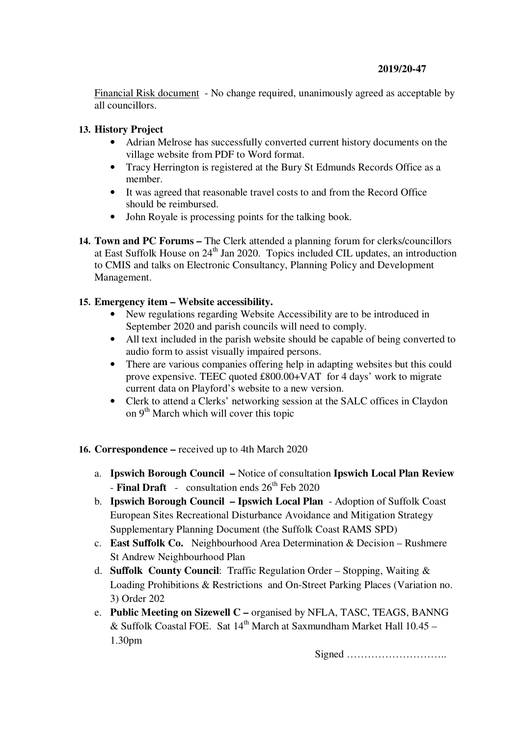Financial Risk document - No change required, unanimously agreed as acceptable by all councillors.

**13. History Project**

- Adrian Melrose has successfully converted current history documents on the village website from PDF to Word format.
- Tracy Herrington is registered at the Bury St Edmunds Records Office as a member.
- It was agreed that reasonable travel costs to and from the Record Office should be reimbursed.
- John Royale is processing points for the talking book.

**14. Town and PC Forums –** The Clerk attended a planning forum for clerks/councillors at East Suffolk House on 24th Jan 2020. Topics included CIL updates, an introduction to CMIS and talks on Electronic Consultancy, Planning Policy and Development Management.

**15. Emergency item – Website accessibility.**

- New regulations regarding Website Accessibility are to be introduced in September 2020 and parish councils will need to comply.
- All text included in the parish website should be capable of being converted to audio form to assist visually impaired persons.
- There are various companies offering help in adapting websites but this could prove expensive. TEEC quoted £800.00+VAT for 4 days' work to migrate current data on Playford's website to a new version.
- Clerk to attend a Clerks' networking session at the SALC offices in Claydon on 9th March which will cover this topic

**16. Correspondence –** received up to 4th March 2020

a. **Ipswich Borough Council –** Notice of consultation **Ipswich Local Plan Review** - **Final Draft** - consultation ends 26th Feb 2020
b. **Ipswich Borough Council – Ipswich Local Plan** - Adoption of Suffolk Coast European Sites Recreational Disturbance Avoidance and Mitigation Strategy Supplementary Planning Document (the Suffolk Coast RAMS SPD)
c. **East Suffolk Co.** Neighbourhood Area Determination & Decision – Rushmere St Andrew Neighbourhood Plan
d. **Suffolk County Council**: Traffic Regulation Order – Stopping, Waiting & Loading Prohibitions & Restrictions and On-Street Parking Places (Variation no. 3) Order 202
e. **Public Meeting on Sizewell C –** organised by NFLA, TASC, TEAGS, BANNG & Suffolk Coastal FOE. Sat 14th March at Saxmundham Market Hall 10.45 – 1.30pm

Signed ………………………..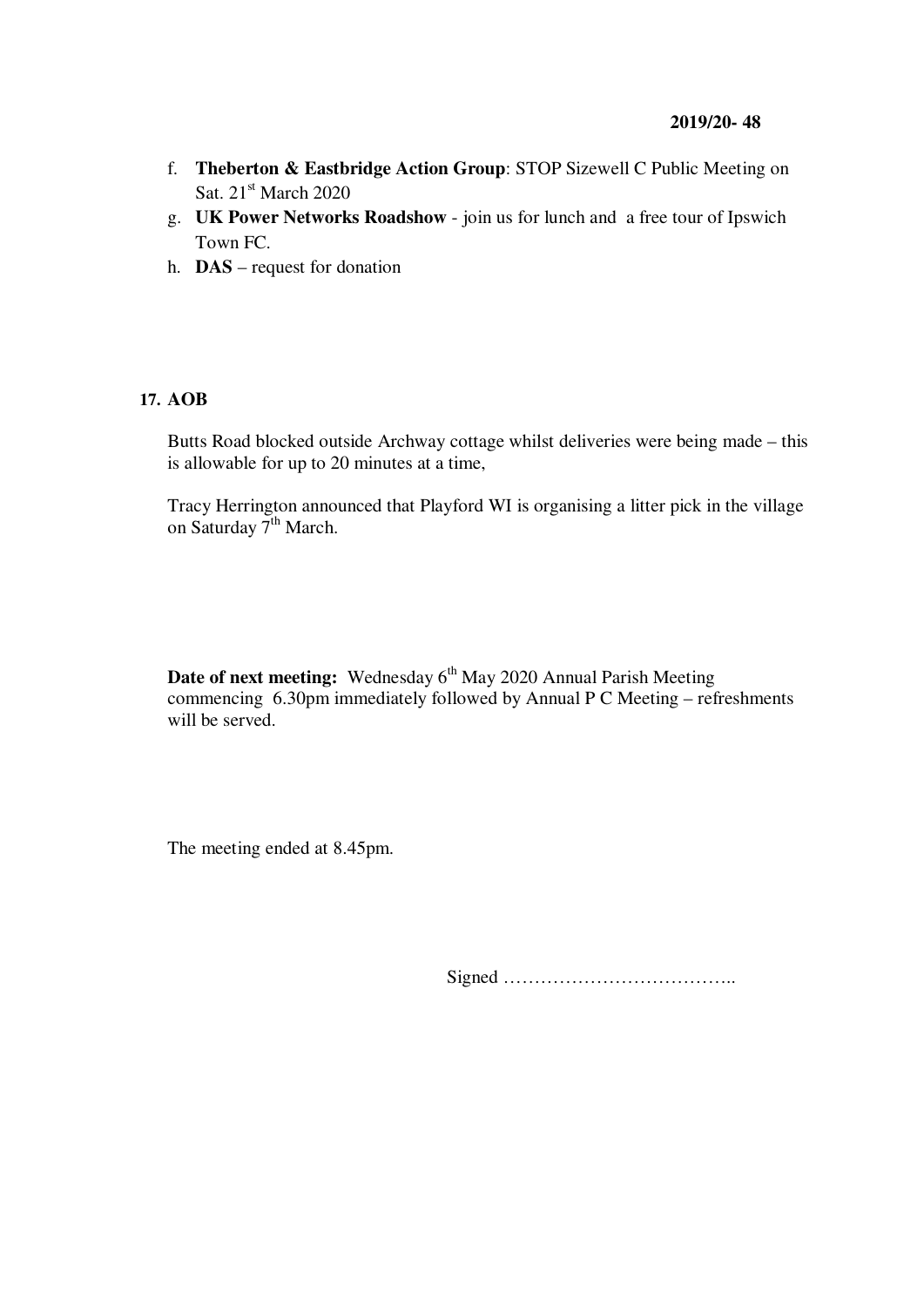f. **Theberton & Eastbridge Action Group**: STOP Sizewell C Public Meeting on Sat. 21st March 2020
g. **UK Power Networks Roadshow** - join us for lunch and a free tour of Ipswich Town FC.
h. **DAS** – request for donation

**17. AOB**

Butts Road blocked outside Archway cottage whilst deliveries were being made – this is allowable for up to 20 minutes at a time,

Tracy Herrington announced that Playford WI is organising a litter pick in the village on Saturday 7th March.

**Date of next meeting:** Wednesday 6th May 2020 Annual Parish Meeting commencing 6.30pm immediately followed by Annual P C Meeting – refreshments will be served.

The meeting ended at 8.45pm.

Signed ………………………………..